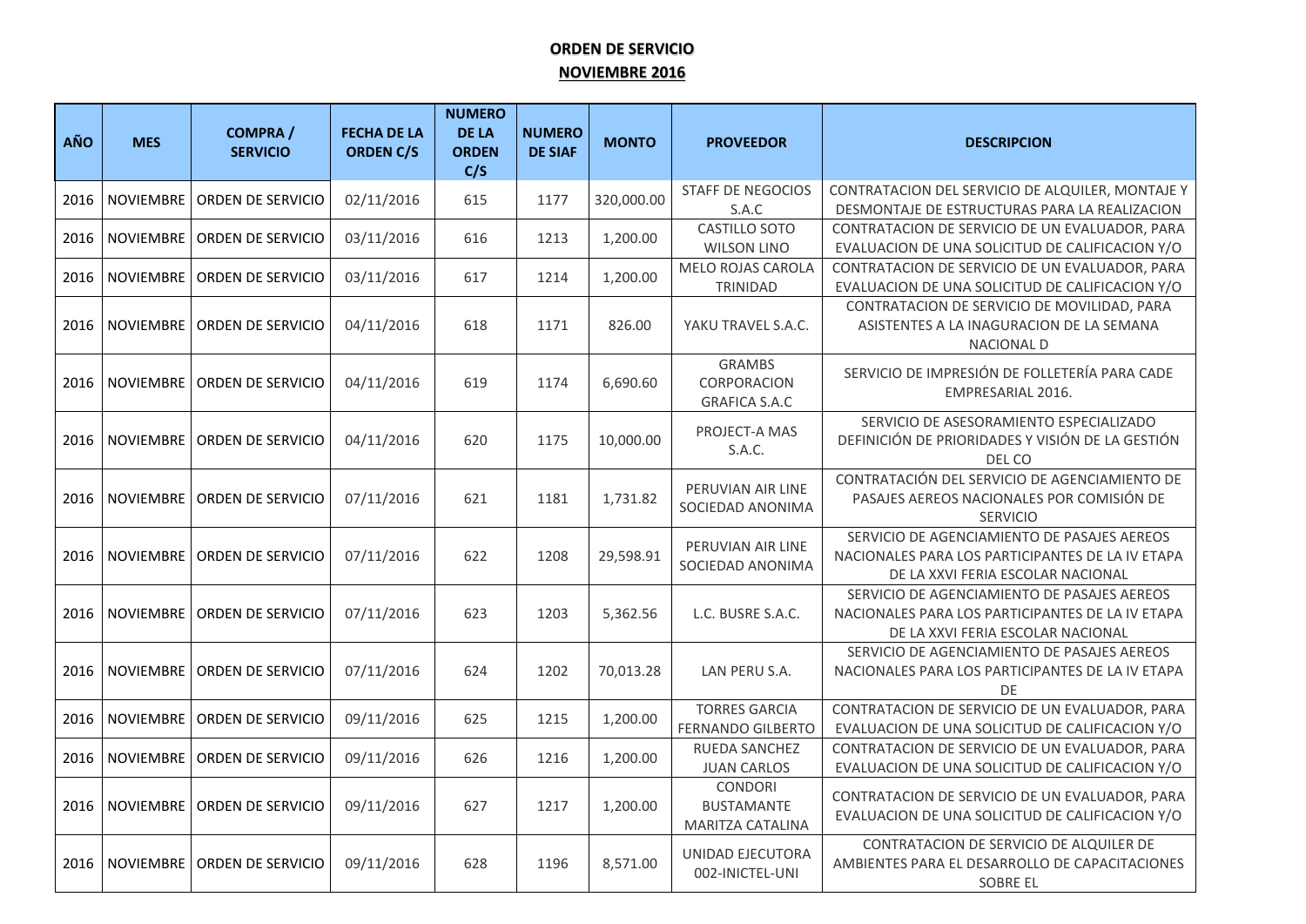**ORDEN DE SERVICIO**

**NOVIEMBRE 2016**

| AÑO | MES | COMPRA / SERVICIO | FECHA DE LA ORDEN C/S | NUMERO DE LA ORDEN C/S | NUMERO DE SIAF | MONTO | PROVEEDOR | DESCRIPCION |
|---|---|---|---|---|---|---|---|---|
| 2016 | NOVIEMBRE | ORDEN DE SERVICIO | 02/11/2016 | 615 | 1177 | 320,000.00 | STAFF DE NEGOCIOS S.A.C | CONTRATACION DEL SERVICIO DE ALQUILER, MONTAJE Y DESMONTAJE DE ESTRUCTURAS PARA LA REALIZACION |
| 2016 | NOVIEMBRE | ORDEN DE SERVICIO | 03/11/2016 | 616 | 1213 | 1,200.00 | CASTILLO SOTO WILSON LINO | CONTRATACION DE SERVICIO DE UN EVALUADOR, PARA EVALUACION DE UNA SOLICITUD DE CALIFICACION Y/O |
| 2016 | NOVIEMBRE | ORDEN DE SERVICIO | 03/11/2016 | 617 | 1214 | 1,200.00 | MELO ROJAS CAROLA TRINIDAD | CONTRATACION DE SERVICIO DE UN EVALUADOR, PARA EVALUACION DE UNA SOLICITUD DE CALIFICACION Y/O |
| 2016 | NOVIEMBRE | ORDEN DE SERVICIO | 04/11/2016 | 618 | 1171 | 826.00 | YAKU TRAVEL S.A.C. | CONTRATACION DE SERVICIO DE MOVILIDAD, PARA ASISTENTES A LA INAGURACION DE LA SEMANA NACIONAL D |
| 2016 | NOVIEMBRE | ORDEN DE SERVICIO | 04/11/2016 | 619 | 1174 | 6,690.60 | GRAMBS CORPORACION GRAFICA S.A.C | SERVICIO DE IMPRESIÓN DE FOLLETERÍA PARA CADE EMPRESARIAL 2016. |
| 2016 | NOVIEMBRE | ORDEN DE SERVICIO | 04/11/2016 | 620 | 1175 | 10,000.00 | PROJECT-A MAS S.A.C. | SERVICIO DE ASESORAMIENTO ESPECIALIZADO DEFINICIÓN DE PRIORIDADES Y VISIÓN DE LA GESTIÓN DEL CO |
| 2016 | NOVIEMBRE | ORDEN DE SERVICIO | 07/11/2016 | 621 | 1181 | 1,731.82 | PERUVIAN AIR LINE SOCIEDAD ANONIMA | CONTRATACIÓN DEL SERVICIO DE AGENCIAMIENTO DE PASAJES AEREOS NACIONALES POR COMISIÓN DE SERVICIO |
| 2016 | NOVIEMBRE | ORDEN DE SERVICIO | 07/11/2016 | 622 | 1208 | 29,598.91 | PERUVIAN AIR LINE SOCIEDAD ANONIMA | SERVICIO DE AGENCIAMIENTO DE PASAJES AEREOS NACIONALES PARA LOS PARTICIPANTES DE LA IV ETAPA DE LA XXVI FERIA ESCOLAR NACIONAL |
| 2016 | NOVIEMBRE | ORDEN DE SERVICIO | 07/11/2016 | 623 | 1203 | 5,362.56 | L.C. BUSRE S.A.C. | SERVICIO DE AGENCIAMIENTO DE PASAJES AEREOS NACIONALES PARA LOS PARTICIPANTES DE LA IV ETAPA DE LA XXVI FERIA ESCOLAR NACIONAL |
| 2016 | NOVIEMBRE | ORDEN DE SERVICIO | 07/11/2016 | 624 | 1202 | 70,013.28 | LAN PERU S.A. | SERVICIO DE AGENCIAMIENTO DE PASAJES AEREOS NACIONALES PARA LOS PARTICIPANTES DE LA IV ETAPA DE |
| 2016 | NOVIEMBRE | ORDEN DE SERVICIO | 09/11/2016 | 625 | 1215 | 1,200.00 | TORRES GARCIA FERNANDO GILBERTO | CONTRATACION DE SERVICIO DE UN EVALUADOR, PARA EVALUACION DE UNA SOLICITUD DE CALIFICACION Y/O |
| 2016 | NOVIEMBRE | ORDEN DE SERVICIO | 09/11/2016 | 626 | 1216 | 1,200.00 | RUEDA SANCHEZ JUAN CARLOS | CONTRATACION DE SERVICIO DE UN EVALUADOR, PARA EVALUACION DE UNA SOLICITUD DE CALIFICACION Y/O |
| 2016 | NOVIEMBRE | ORDEN DE SERVICIO | 09/11/2016 | 627 | 1217 | 1,200.00 | CONDORI BUSTAMANTE MARITZA CATALINA | CONTRATACION DE SERVICIO DE UN EVALUADOR, PARA EVALUACION DE UNA SOLICITUD DE CALIFICACION Y/O |
| 2016 | NOVIEMBRE | ORDEN DE SERVICIO | 09/11/2016 | 628 | 1196 | 8,571.00 | UNIDAD EJECUTORA 002-INICTEL-UNI | CONTRATACION DE SERVICIO DE ALQUILER DE AMBIENTES PARA EL DESARROLLO DE CAPACITACIONES SOBRE EL |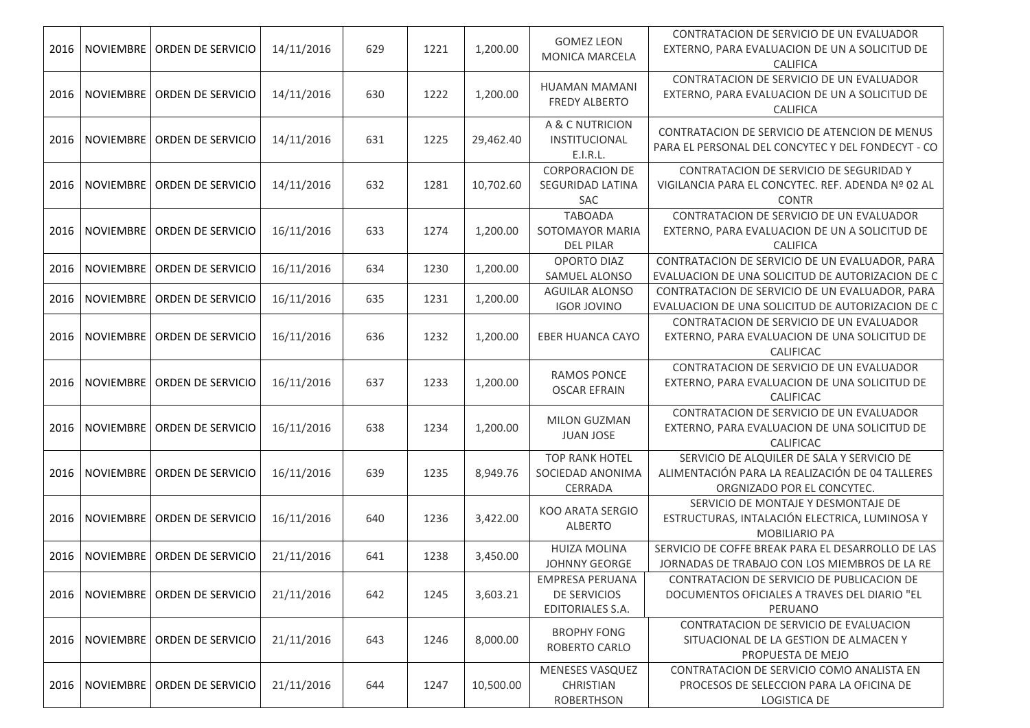| | | | | | | | | |
|---|---|---|---|---|---|---|---|---|
| 2016 | NOVIEMBRE | ORDEN DE SERVICIO | 14/11/2016 | 629 | 1221 | 1,200.00 | GOMEZ LEON MONICA MARCELA | CONTRATACION DE SERVICIO DE UN EVALUADOR EXTERNO, PARA EVALUACION DE UN A SOLICITUD DE CALIFICA |
| 2016 | NOVIEMBRE | ORDEN DE SERVICIO | 14/11/2016 | 630 | 1222 | 1,200.00 | HUAMAN MAMANI FREDY ALBERTO | CONTRATACION DE SERVICIO DE UN EVALUADOR EXTERNO, PARA EVALUACION DE UN A SOLICITUD DE CALIFICA |
| 2016 | NOVIEMBRE | ORDEN DE SERVICIO | 14/11/2016 | 631 | 1225 | 29,462.40 | A & C NUTRICION INSTITUCIONAL E.I.R.L. | CONTRATACION DE SERVICIO DE ATENCION DE MENUS PARA EL PERSONAL DEL CONCYTEC Y DEL FONDECYT - CO |
| 2016 | NOVIEMBRE | ORDEN DE SERVICIO | 14/11/2016 | 632 | 1281 | 10,702.60 | CORPORACION DE SEGURIDAD LATINA SAC | CONTRATACION DE SERVICIO DE SEGURIDAD Y VIGILANCIA PARA EL CONCYTEC. REF. ADENDA Nº 02 AL CONTR |
| 2016 | NOVIEMBRE | ORDEN DE SERVICIO | 16/11/2016 | 633 | 1274 | 1,200.00 | TABOADA SOTOMAYOR MARIA DEL PILAR | CONTRATACION DE SERVICIO DE UN EVALUADOR EXTERNO, PARA EVALUACION DE UN A SOLICITUD DE CALIFICA |
| 2016 | NOVIEMBRE | ORDEN DE SERVICIO | 16/11/2016 | 634 | 1230 | 1,200.00 | OPORTO DIAZ SAMUEL ALONSO | CONTRATACION DE SERVICIO DE UN EVALUADOR, PARA EVALUACION DE UNA SOLICITUD DE AUTORIZACION DE C |
| 2016 | NOVIEMBRE | ORDEN DE SERVICIO | 16/11/2016 | 635 | 1231 | 1,200.00 | AGUILAR ALONSO IGOR JOVINO | CONTRATACION DE SERVICIO DE UN EVALUADOR, PARA EVALUACION DE UNA SOLICITUD DE AUTORIZACION DE C |
| 2016 | NOVIEMBRE | ORDEN DE SERVICIO | 16/11/2016 | 636 | 1232 | 1,200.00 | EBER HUANCA CAYO | CONTRATACION DE SERVICIO DE UN EVALUADOR EXTERNO, PARA EVALUACION DE UNA SOLICITUD DE CALIFICAC |
| 2016 | NOVIEMBRE | ORDEN DE SERVICIO | 16/11/2016 | 637 | 1233 | 1,200.00 | RAMOS PONCE OSCAR EFRAIN | CONTRATACION DE SERVICIO DE UN EVALUADOR EXTERNO, PARA EVALUACION DE UNA SOLICITUD DE CALIFICAC |
| 2016 | NOVIEMBRE | ORDEN DE SERVICIO | 16/11/2016 | 638 | 1234 | 1,200.00 | MILON GUZMAN JUAN JOSE | CONTRATACION DE SERVICIO DE UN EVALUADOR EXTERNO, PARA EVALUACION DE UNA SOLICITUD DE CALIFICAC |
| 2016 | NOVIEMBRE | ORDEN DE SERVICIO | 16/11/2016 | 639 | 1235 | 8,949.76 | TOP RANK HOTEL SOCIEDAD ANONIMA CERRADA | SERVICIO DE ALQUILER DE SALA Y SERVICIO DE ALIMENTACIÓN PARA LA REALIZACIÓN DE 04 TALLERES ORGNIZADO POR EL CONCYTEC. |
| 2016 | NOVIEMBRE | ORDEN DE SERVICIO | 16/11/2016 | 640 | 1236 | 3,422.00 | KOO ARATA SERGIO ALBERTO | SERVICIO DE MONTAJE Y DESMONTAJE DE ESTRUCTURAS, INTALACIÓN ELECTRICA, LUMINOSA Y MOBILIARIO PA |
| 2016 | NOVIEMBRE | ORDEN DE SERVICIO | 21/11/2016 | 641 | 1238 | 3,450.00 | HUIZA MOLINA JOHNNY GEORGE | SERVICIO DE COFFE BREAK PARA EL DESARROLLO DE LAS JORNADAS DE TRABAJO CON LOS MIEMBROS DE LA RE |
| 2016 | NOVIEMBRE | ORDEN DE SERVICIO | 21/11/2016 | 642 | 1245 | 3,603.21 | EMPRESA PERUANA DE SERVICIOS EDITORIALES S.A. | CONTRATACION DE SERVICIO DE PUBLICACION DE DOCUMENTOS OFICIALES A TRAVES DEL DIARIO "EL PERUANO |
| 2016 | NOVIEMBRE | ORDEN DE SERVICIO | 21/11/2016 | 643 | 1246 | 8,000.00 | BROPHY FONG ROBERTO CARLO | CONTRATACION DE SERVICIO DE EVALUACION SITUACIONAL DE LA GESTION DE ALMACEN Y PROPUESTA DE MEJO |
| 2016 | NOVIEMBRE | ORDEN DE SERVICIO | 21/11/2016 | 644 | 1247 | 10,500.00 | MENESES VASQUEZ CHRISTIAN ROBERTHSON | CONTRATACION DE SERVICIO COMO ANALISTA EN PROCESOS DE SELECCION PARA LA OFICINA DE LOGISTICA DE |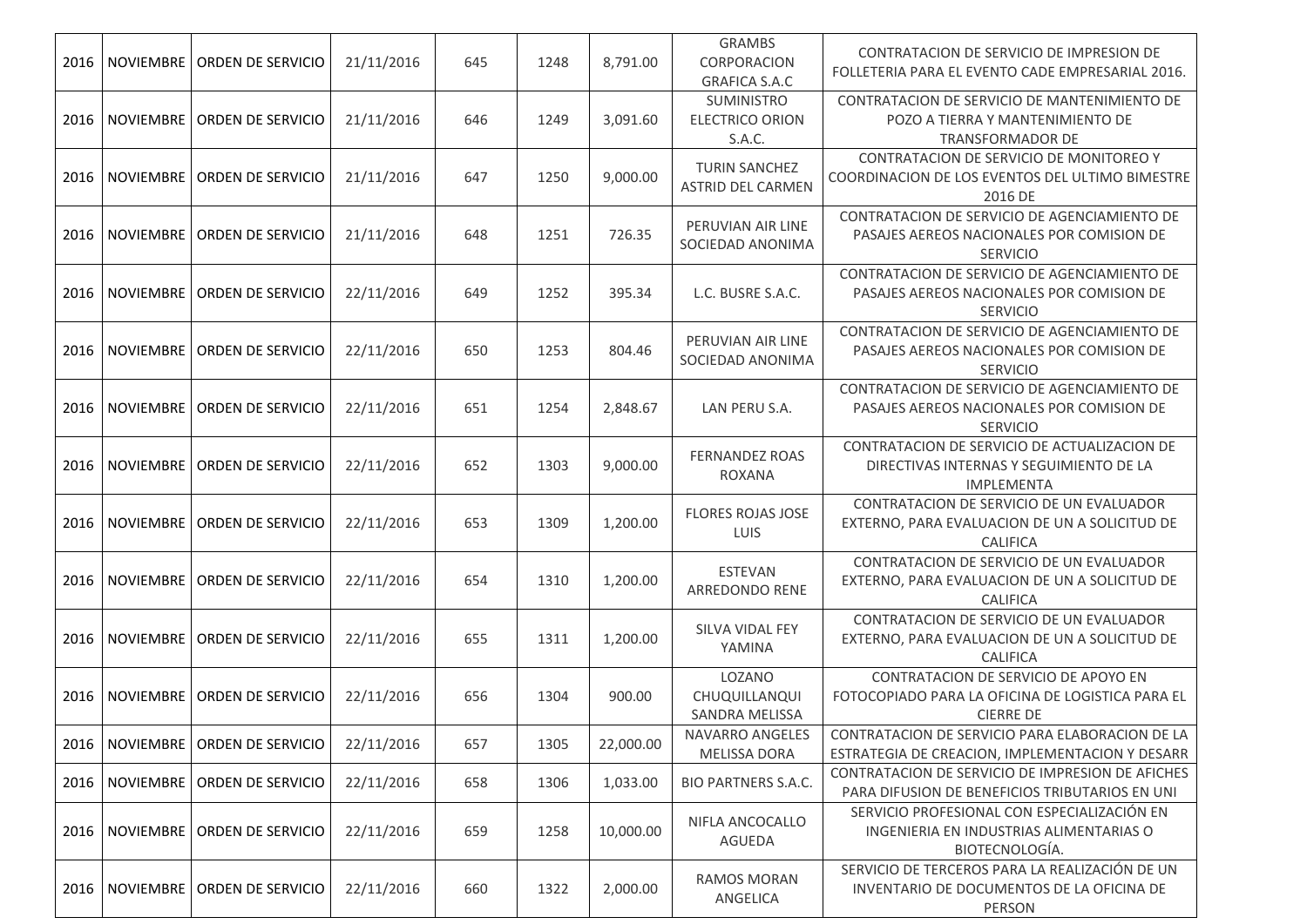| | | | | | | | | |
|---|---|---|---|---|---|---|---|---|
| 2016 | NOVIEMBRE | ORDEN DE SERVICIO | 21/11/2016 | 645 | 1248 | 8,791.00 | GRAMBS CORPORACION GRAFICA S.A.C | CONTRATACION DE SERVICIO DE IMPRESION DE FOLLETERIA PARA EL EVENTO CADE EMPRESARIAL 2016. |
| 2016 | NOVIEMBRE | ORDEN DE SERVICIO | 21/11/2016 | 646 | 1249 | 3,091.60 | SUMINISTRO ELECTRICO ORION S.A.C. | CONTRATACION DE SERVICIO DE MANTENIMIENTO DE POZO A TIERRA Y MANTENIMIENTO DE TRANSFORMADOR DE |
| 2016 | NOVIEMBRE | ORDEN DE SERVICIO | 21/11/2016 | 647 | 1250 | 9,000.00 | TURIN SANCHEZ ASTRID DEL CARMEN | CONTRATACION DE SERVICIO DE MONITOREO Y COORDINACION DE LOS EVENTOS DEL ULTIMO BIMESTRE 2016 DE |
| 2016 | NOVIEMBRE | ORDEN DE SERVICIO | 21/11/2016 | 648 | 1251 | 726.35 | PERUVIAN AIR LINE SOCIEDAD ANONIMA | CONTRATACION DE SERVICIO DE AGENCIAMIENTO DE PASAJES AEREOS NACIONALES POR COMISION DE SERVICIO |
| 2016 | NOVIEMBRE | ORDEN DE SERVICIO | 22/11/2016 | 649 | 1252 | 395.34 | L.C. BUSRE S.A.C. | CONTRATACION DE SERVICIO DE AGENCIAMIENTO DE PASAJES AEREOS NACIONALES POR COMISION DE SERVICIO |
| 2016 | NOVIEMBRE | ORDEN DE SERVICIO | 22/11/2016 | 650 | 1253 | 804.46 | PERUVIAN AIR LINE SOCIEDAD ANONIMA | CONTRATACION DE SERVICIO DE AGENCIAMIENTO DE PASAJES AEREOS NACIONALES POR COMISION DE SERVICIO |
| 2016 | NOVIEMBRE | ORDEN DE SERVICIO | 22/11/2016 | 651 | 1254 | 2,848.67 | LAN PERU S.A. | CONTRATACION DE SERVICIO DE AGENCIAMIENTO DE PASAJES AEREOS NACIONALES POR COMISION DE SERVICIO |
| 2016 | NOVIEMBRE | ORDEN DE SERVICIO | 22/11/2016 | 652 | 1303 | 9,000.00 | FERNANDEZ ROAS ROXANA | CONTRATACION DE SERVICIO DE ACTUALIZACION DE DIRECTIVAS INTERNAS Y SEGUIMIENTO DE LA IMPLEMENTA |
| 2016 | NOVIEMBRE | ORDEN DE SERVICIO | 22/11/2016 | 653 | 1309 | 1,200.00 | FLORES ROJAS JOSE LUIS | CONTRATACION DE SERVICIO DE UN EVALUADOR EXTERNO, PARA EVALUACION DE UN A SOLICITUD DE CALIFICA |
| 2016 | NOVIEMBRE | ORDEN DE SERVICIO | 22/11/2016 | 654 | 1310 | 1,200.00 | ESTEVAN ARREDONDO RENE | CONTRATACION DE SERVICIO DE UN EVALUADOR EXTERNO, PARA EVALUACION DE UN A SOLICITUD DE CALIFICA |
| 2016 | NOVIEMBRE | ORDEN DE SERVICIO | 22/11/2016 | 655 | 1311 | 1,200.00 | SILVA VIDAL FEY YAMINA | CONTRATACION DE SERVICIO DE UN EVALUADOR EXTERNO, PARA EVALUACION DE UN A SOLICITUD DE CALIFICA |
| 2016 | NOVIEMBRE | ORDEN DE SERVICIO | 22/11/2016 | 656 | 1304 | 900.00 | LOZANO CHUQUILLANQUI SANDRA MELISSA | CONTRATACION DE SERVICIO DE APOYO EN FOTOCOPIADO PARA LA OFICINA DE LOGISTICA PARA EL CIERRE DE |
| 2016 | NOVIEMBRE | ORDEN DE SERVICIO | 22/11/2016 | 657 | 1305 | 22,000.00 | NAVARRO ANGELES MELISSA DORA | CONTRATACION DE SERVICIO PARA ELABORACION DE LA ESTRATEGIA DE CREACION, IMPLEMENTACION Y DESARR |
| 2016 | NOVIEMBRE | ORDEN DE SERVICIO | 22/11/2016 | 658 | 1306 | 1,033.00 | BIO PARTNERS S.A.C. | CONTRATACION DE SERVICIO DE IMPRESION DE AFICHES PARA DIFUSION DE BENEFICIOS TRIBUTARIOS EN UNI |
| 2016 | NOVIEMBRE | ORDEN DE SERVICIO | 22/11/2016 | 659 | 1258 | 10,000.00 | NIFLA ANCOCALLO AGUEDA | SERVICIO PROFESIONAL CON ESPECIALIZACIÓN EN INGENIERIA EN INDUSTRIAS ALIMENTARIAS O BIOTECNOLOGÍA. |
| 2016 | NOVIEMBRE | ORDEN DE SERVICIO | 22/11/2016 | 660 | 1322 | 2,000.00 | RAMOS MORAN ANGELICA | SERVICIO DE TERCEROS PARA LA REALIZACIÓN DE UN INVENTARIO DE DOCUMENTOS DE LA OFICINA DE PERSON |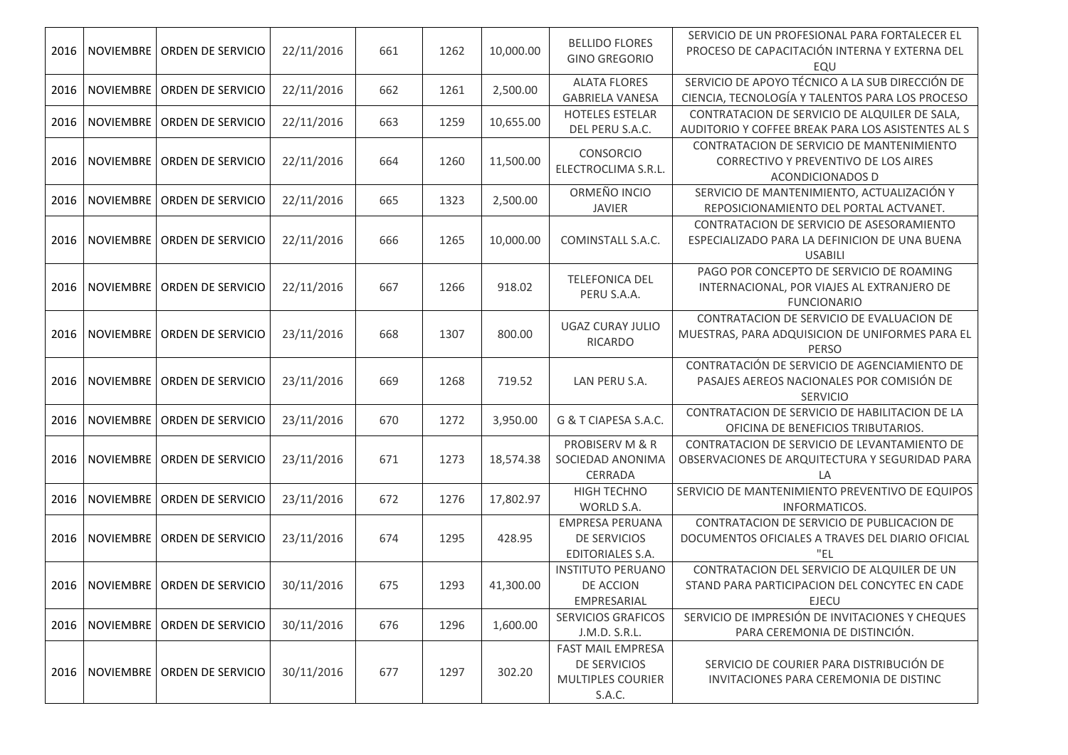| | | | | | | | | |
|---|---|---|---|---|---|---|---|---|
| 2016 | NOVIEMBRE | ORDEN DE SERVICIO | 22/11/2016 | 661 | 1262 | 10,000.00 | BELLIDO FLORES GINO GREGORIO | SERVICIO DE UN PROFESIONAL PARA FORTALECER EL PROCESO DE CAPACITACIÓN INTERNA Y EXTERNA DEL EQU |
| 2016 | NOVIEMBRE | ORDEN DE SERVICIO | 22/11/2016 | 662 | 1261 | 2,500.00 | ALATA FLORES GABRIELA VANESA | SERVICIO DE APOYO TÉCNICO A LA SUB DIRECCIÓN DE CIENCIA, TECNOLOGÍA Y TALENTOS PARA LOS PROCESO |
| 2016 | NOVIEMBRE | ORDEN DE SERVICIO | 22/11/2016 | 663 | 1259 | 10,655.00 | HOTELES ESTELAR DEL PERU S.A.C. | CONTRATACION DE SERVICIO DE ALQUILER DE SALA, AUDITORIO Y COFFEE BREAK PARA LOS ASISTENTES AL S |
| 2016 | NOVIEMBRE | ORDEN DE SERVICIO | 22/11/2016 | 664 | 1260 | 11,500.00 | CONSORCIO ELECTROCLIMA S.R.L. | CONTRATACION DE SERVICIO DE MANTENIMIENTO CORRECTIVO Y PREVENTIVO DE LOS AIRES ACONDICIONADOS D |
| 2016 | NOVIEMBRE | ORDEN DE SERVICIO | 22/11/2016 | 665 | 1323 | 2,500.00 | ORMEÑO INCIO JAVIER | SERVICIO DE MANTENIMIENTO, ACTUALIZACIÓN Y REPOSICIONAMIENTO DEL PORTAL ACTVANET. |
| 2016 | NOVIEMBRE | ORDEN DE SERVICIO | 22/11/2016 | 666 | 1265 | 10,000.00 | COMINSTALL S.A.C. | CONTRATACION DE SERVICIO DE ASESORAMIENTO ESPECIALIZADO PARA LA DEFINICION DE UNA BUENA USABILI |
| 2016 | NOVIEMBRE | ORDEN DE SERVICIO | 22/11/2016 | 667 | 1266 | 918.02 | TELEFONICA DEL PERU S.A.A. | PAGO POR CONCEPTO DE SERVICIO DE ROAMING INTERNACIONAL, POR VIAJES AL EXTRANJERO DE FUNCIONARIO |
| 2016 | NOVIEMBRE | ORDEN DE SERVICIO | 23/11/2016 | 668 | 1307 | 800.00 | UGAZ CURAY JULIO RICARDO | CONTRATACION DE SERVICIO DE EVALUACION DE MUESTRAS, PARA ADQUISICION DE UNIFORMES PARA EL PERSO |
| 2016 | NOVIEMBRE | ORDEN DE SERVICIO | 23/11/2016 | 669 | 1268 | 719.52 | LAN PERU S.A. | CONTRATACIÓN DE SERVICIO DE AGENCIAMIENTO DE PASAJES AEREOS NACIONALES POR COMISIÓN DE SERVICIO |
| 2016 | NOVIEMBRE | ORDEN DE SERVICIO | 23/11/2016 | 670 | 1272 | 3,950.00 | G & T CIAPESA S.A.C. | CONTRATACION DE SERVICIO DE HABILITACION DE LA OFICINA DE BENEFICIOS TRIBUTARIOS. |
| 2016 | NOVIEMBRE | ORDEN DE SERVICIO | 23/11/2016 | 671 | 1273 | 18,574.38 | PROBISERV M & R SOCIEDAD ANONIMA CERRADA | CONTRATACION DE SERVICIO DE LEVANTAMIENTO DE OBSERVACIONES DE ARQUITECTURA Y SEGURIDAD PARA LA |
| 2016 | NOVIEMBRE | ORDEN DE SERVICIO | 23/11/2016 | 672 | 1276 | 17,802.97 | HIGH TECHNO WORLD S.A. | SERVICIO DE MANTENIMIENTO PREVENTIVO DE EQUIPOS INFORMATICOS. |
| 2016 | NOVIEMBRE | ORDEN DE SERVICIO | 23/11/2016 | 674 | 1295 | 428.95 | EMPRESA PERUANA DE SERVICIOS EDITORIALES S.A. | CONTRATACION DE SERVICIO DE PUBLICACION DE DOCUMENTOS OFICIALES A TRAVES DEL DIARIO OFICIAL "EL |
| 2016 | NOVIEMBRE | ORDEN DE SERVICIO | 30/11/2016 | 675 | 1293 | 41,300.00 | INSTITUTO PERUANO DE ACCION EMPRESARIAL | CONTRATACION DEL SERVICIO DE ALQUILER DE UN STAND PARA PARTICIPACION DEL CONCYTEC EN CADE EJECU |
| 2016 | NOVIEMBRE | ORDEN DE SERVICIO | 30/11/2016 | 676 | 1296 | 1,600.00 | SERVICIOS GRAFICOS J.M.D. S.R.L. | SERVICIO DE IMPRESIÓN DE INVITACIONES Y CHEQUES PARA CEREMONIA DE DISTINCIÓN. |
| 2016 | NOVIEMBRE | ORDEN DE SERVICIO | 30/11/2016 | 677 | 1297 | 302.20 | FAST MAIL EMPRESA DE SERVICIOS MULTIPLES COURIER S.A.C. | SERVICIO DE COURIER PARA DISTRIBUCIÓN DE INVITACIONES PARA CEREMONIA DE DISTINC |